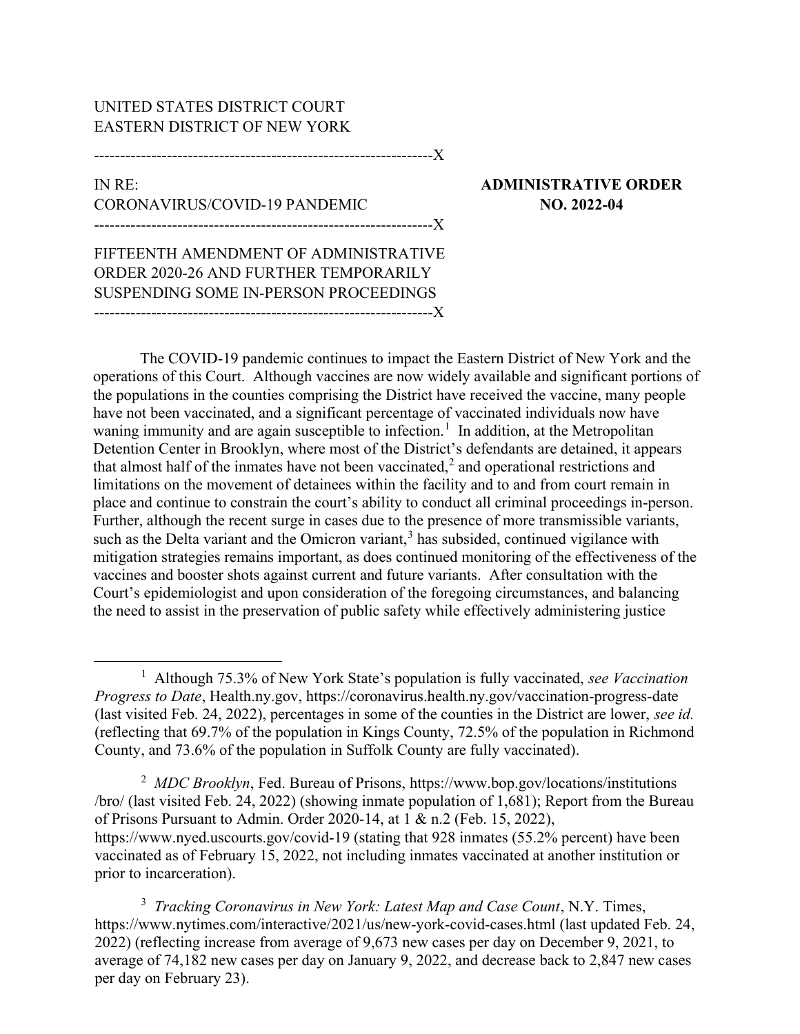UNITED STATES DISTRICT COURT
EASTERN DISTRICT OF NEW YORK

-----------------------------------------------------------------X

IN RE:
CORONAVIRUS/COVID-19 PANDEMIC

-----------------------------------------------------------------X

**ADMINISTRATIVE ORDER NO. 2022-04**

FIFTEENTH AMENDMENT OF ADMINISTRATIVE ORDER 2020-26 AND FURTHER TEMPORARILY SUSPENDING SOME IN-PERSON PROCEEDINGS

-----------------------------------------------------------------X

The COVID-19 pandemic continues to impact the Eastern District of New York and the operations of this Court. Although vaccines are now widely available and significant portions of the populations in the counties comprising the District have received the vaccine, many people have not been vaccinated, and a significant percentage of vaccinated individuals now have waning immunity and are again susceptible to infection.[1] In addition, at the Metropolitan Detention Center in Brooklyn, where most of the District's defendants are detained, it appears that almost half of the inmates have not been vaccinated,[2] and operational restrictions and limitations on the movement of detainees within the facility and to and from court remain in place and continue to constrain the court's ability to conduct all criminal proceedings in-person. Further, although the recent surge in cases due to the presence of more transmissible variants, such as the Delta variant and the Omicron variant,[3] has subsided, continued vigilance with mitigation strategies remains important, as does continued monitoring of the effectiveness of the vaccines and booster shots against current and future variants. After consultation with the Court's epidemiologist and upon consideration of the foregoing circumstances, and balancing the need to assist in the preservation of public safety while effectively administering justice

---

[1] Although 75.3% of New York State's population is fully vaccinated, *see Vaccination Progress to Date*, Health.ny.gov, https://coronavirus.health.ny.gov/vaccination-progress-date (last visited Feb. 24, 2022), percentages in some of the counties in the District are lower, *see id.* (reflecting that 69.7% of the population in Kings County, 72.5% of the population in Richmond County, and 73.6% of the population in Suffolk County are fully vaccinated).

[2] *MDC Brooklyn*, Fed. Bureau of Prisons, https://www.bop.gov/locations/institutions /bro/ (last visited Feb. 24, 2022) (showing inmate population of 1,681); Report from the Bureau of Prisons Pursuant to Admin. Order 2020-14, at 1 & n.2 (Feb. 15, 2022), https://www.nyed.uscourts.gov/covid-19 (stating that 928 inmates (55.2% percent) have been vaccinated as of February 15, 2022, not including inmates vaccinated at another institution or prior to incarceration).

[3] *Tracking Coronavirus in New York: Latest Map and Case Count*, N.Y. Times, https://www.nytimes.com/interactive/2021/us/new-york-covid-cases.html (last updated Feb. 24, 2022) (reflecting increase from average of 9,673 new cases per day on December 9, 2021, to average of 74,182 new cases per day on January 9, 2022, and decrease back to 2,847 new cases per day on February 23).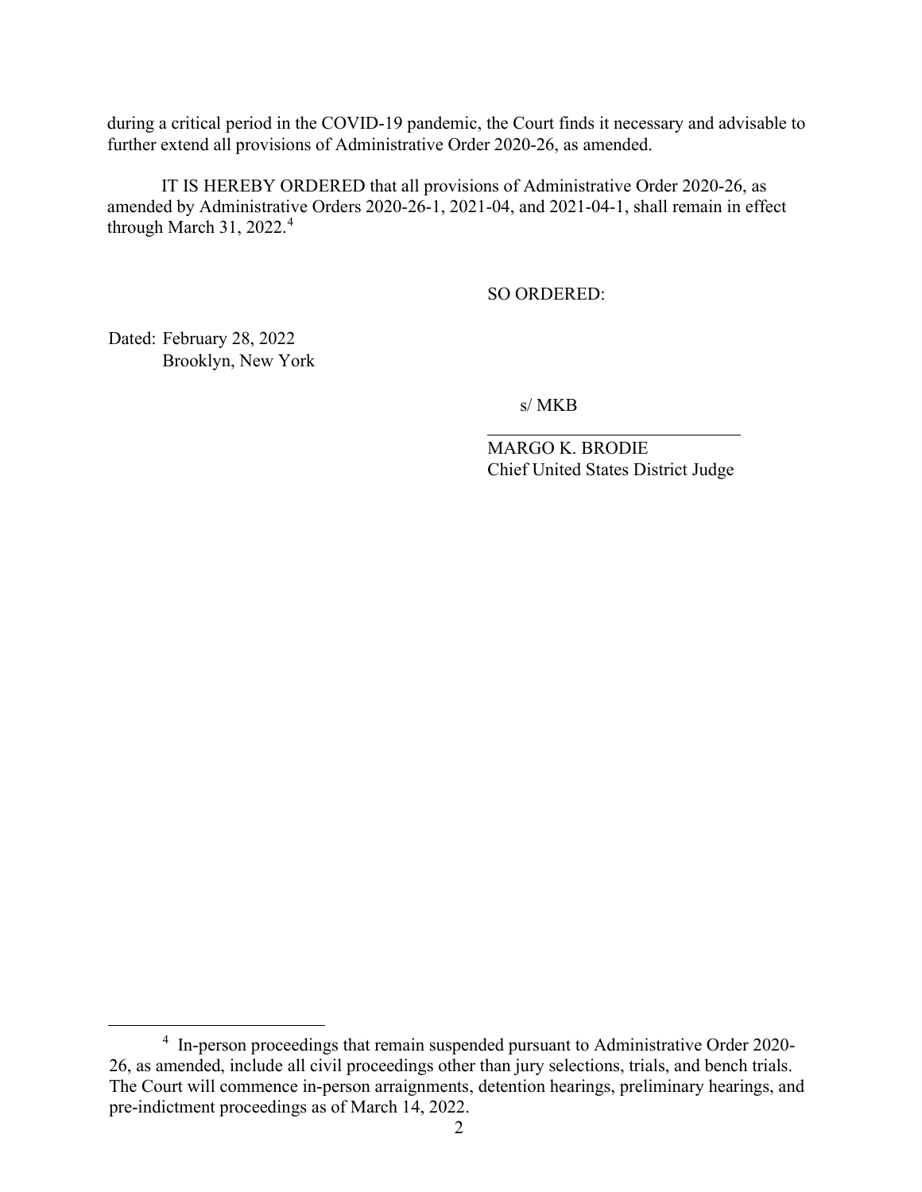during a critical period in the COVID-19 pandemic, the Court finds it necessary and advisable to further extend all provisions of Administrative Order 2020-26, as amended.

IT IS HEREBY ORDERED that all provisions of Administrative Order 2020-26, as amended by Administrative Orders 2020-26-1, 2021-04, and 2021-04-1, shall remain in effect through March 31, 2022.[4]

SO ORDERED:

Dated: February 28, 2022
Brooklyn, New York

s/ MKB

MARGO K. BRODIE
Chief United States District Judge

---

[4] In-person proceedings that remain suspended pursuant to Administrative Order 2020-26, as amended, include all civil proceedings other than jury selections, trials, and bench trials. The Court will commence in-person arraignments, detention hearings, preliminary hearings, and pre-indictment proceedings as of March 14, 2022.